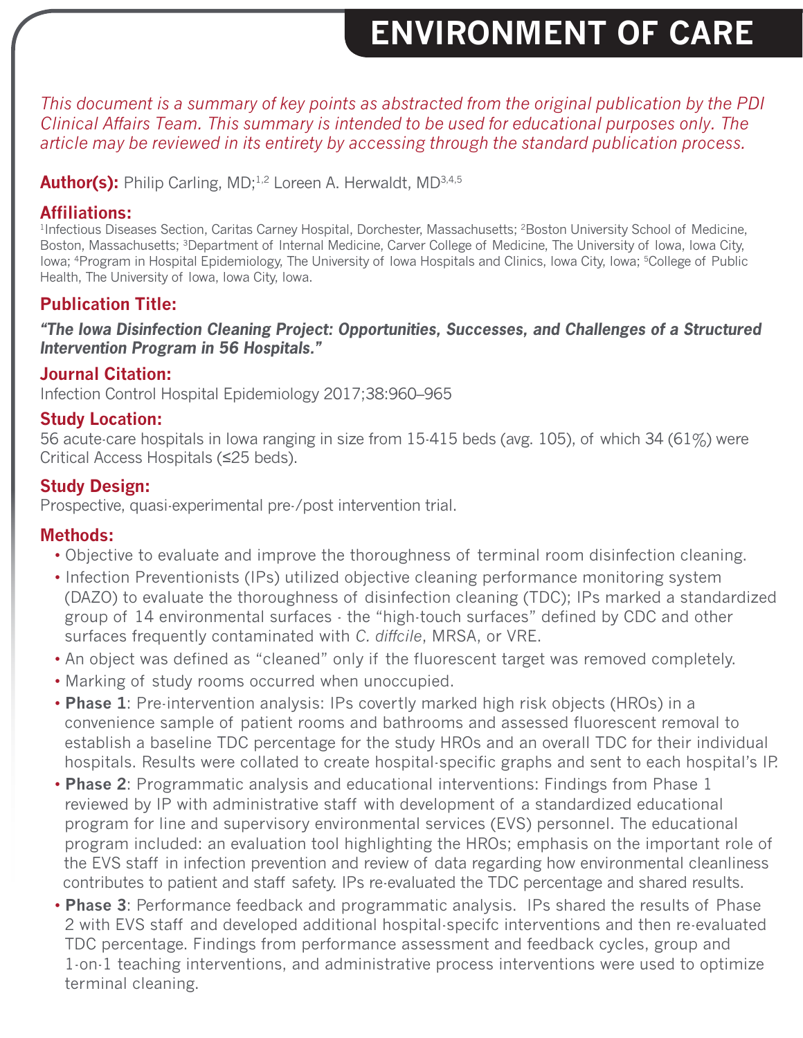# ENVIRONMENT OF CARE

*This document is a summary of key points as abstracted from the original publication by the PDI Clinical Affairs Team. This summary is intended to be used for educational purposes only. The article may be reviewed in its entirety by accessing through the standard publication process.*

**Author(s):** Philip Carling, MD;[1,2] Loreen A. Herwaldt, MD[3,4,5]

## Affiliations:

[1]Infectious Diseases Section, Caritas Carney Hospital, Dorchester, Massachusetts; [2]Boston University School of Medicine, Boston, Massachusetts; [3]Department of Internal Medicine, Carver College of Medicine, The University of Iowa, Iowa City, Iowa; [4]Program in Hospital Epidemiology, The University of Iowa Hospitals and Clinics, Iowa City, Iowa; [5]College of Public Health, The University of Iowa, Iowa City, Iowa.

## Publication Title:

***"The Iowa Disinfection Cleaning Project: Opportunities, Successes, and Challenges of a Structured Intervention Program in 56 Hospitals."***

## Journal Citation:

Infection Control Hospital Epidemiology 2017;38:960–965

## Study Location:

56 acute-care hospitals in Iowa ranging in size from 15-415 beds (avg. 105), of which 34 (61%) were Critical Access Hospitals (≤25 beds).

## Study Design:

Prospective, quasi-experimental pre-/post intervention trial.

## Methods:

- Objective to evaluate and improve the thoroughness of terminal room disinfection cleaning.
- Infection Preventionists (IPs) utilized objective cleaning performance monitoring system (DAZO) to evaluate the thoroughness of disinfection cleaning (TDC); IPs marked a standardized group of 14 environmental surfaces - the "high-touch surfaces" defined by CDC and other surfaces frequently contaminated with *C. diffcile*, MRSA, or VRE.
- An object was defined as "cleaned" only if the fluorescent target was removed completely.
- Marking of study rooms occurred when unoccupied.
- **Phase 1**: Pre-intervention analysis: IPs covertly marked high risk objects (HROs) in a convenience sample of patient rooms and bathrooms and assessed fluorescent removal to establish a baseline TDC percentage for the study HROs and an overall TDC for their individual hospitals. Results were collated to create hospital-specific graphs and sent to each hospital's IP.
- **Phase 2**: Programmatic analysis and educational interventions: Findings from Phase 1 reviewed by IP with administrative staff with development of a standardized educational program for line and supervisory environmental services (EVS) personnel. The educational program included: an evaluation tool highlighting the HROs; emphasis on the important role of the EVS staff in infection prevention and review of data regarding how environmental cleanliness contributes to patient and staff safety. IPs re-evaluated the TDC percentage and shared results.
- **Phase 3**: Performance feedback and programmatic analysis. IPs shared the results of Phase 2 with EVS staff and developed additional hospital-specifc interventions and then re-evaluated TDC percentage. Findings from performance assessment and feedback cycles, group and 1-on-1 teaching interventions, and administrative process interventions were used to optimize terminal cleaning.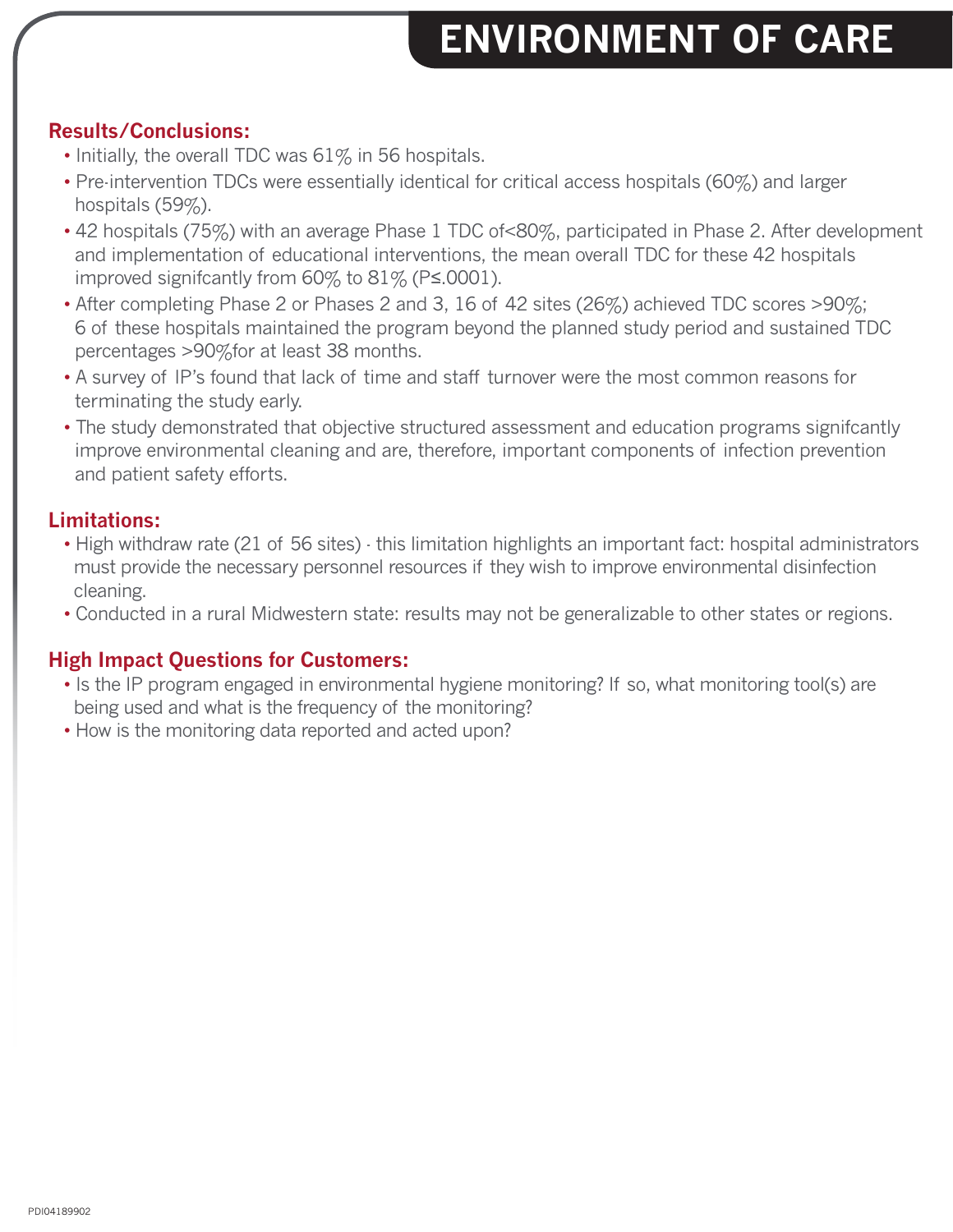## Results/Conclusions:

- Initially, the overall TDC was 61% in 56 hospitals.
- Pre-intervention TDCs were essentially identical for critical access hospitals (60%) and larger hospitals (59%).
- 42 hospitals (75%) with an average Phase 1 TDC of<80%, participated in Phase 2. After development and implementation of educational interventions, the mean overall TDC for these 42 hospitals improved signifcantly from 60% to 81% (P≤.0001).
- After completing Phase 2 or Phases 2 and 3, 16 of 42 sites (26%) achieved TDC scores >90%; 6 of these hospitals maintained the program beyond the planned study period and sustained TDC percentages >90%for at least 38 months.
- A survey of IP's found that lack of time and staff turnover were the most common reasons for terminating the study early.
- The study demonstrated that objective structured assessment and education programs signifcantly improve environmental cleaning and are, therefore, important components of infection prevention and patient safety efforts.

## Limitations:

- High withdraw rate (21 of 56 sites) - this limitation highlights an important fact: hospital administrators must provide the necessary personnel resources if they wish to improve environmental disinfection cleaning.
- Conducted in a rural Midwestern state: results may not be generalizable to other states or regions.

## High Impact Questions for Customers:

- Is the IP program engaged in environmental hygiene monitoring? If so, what monitoring tool(s) are being used and what is the frequency of the monitoring?
- How is the monitoring data reported and acted upon?

PDI04189902